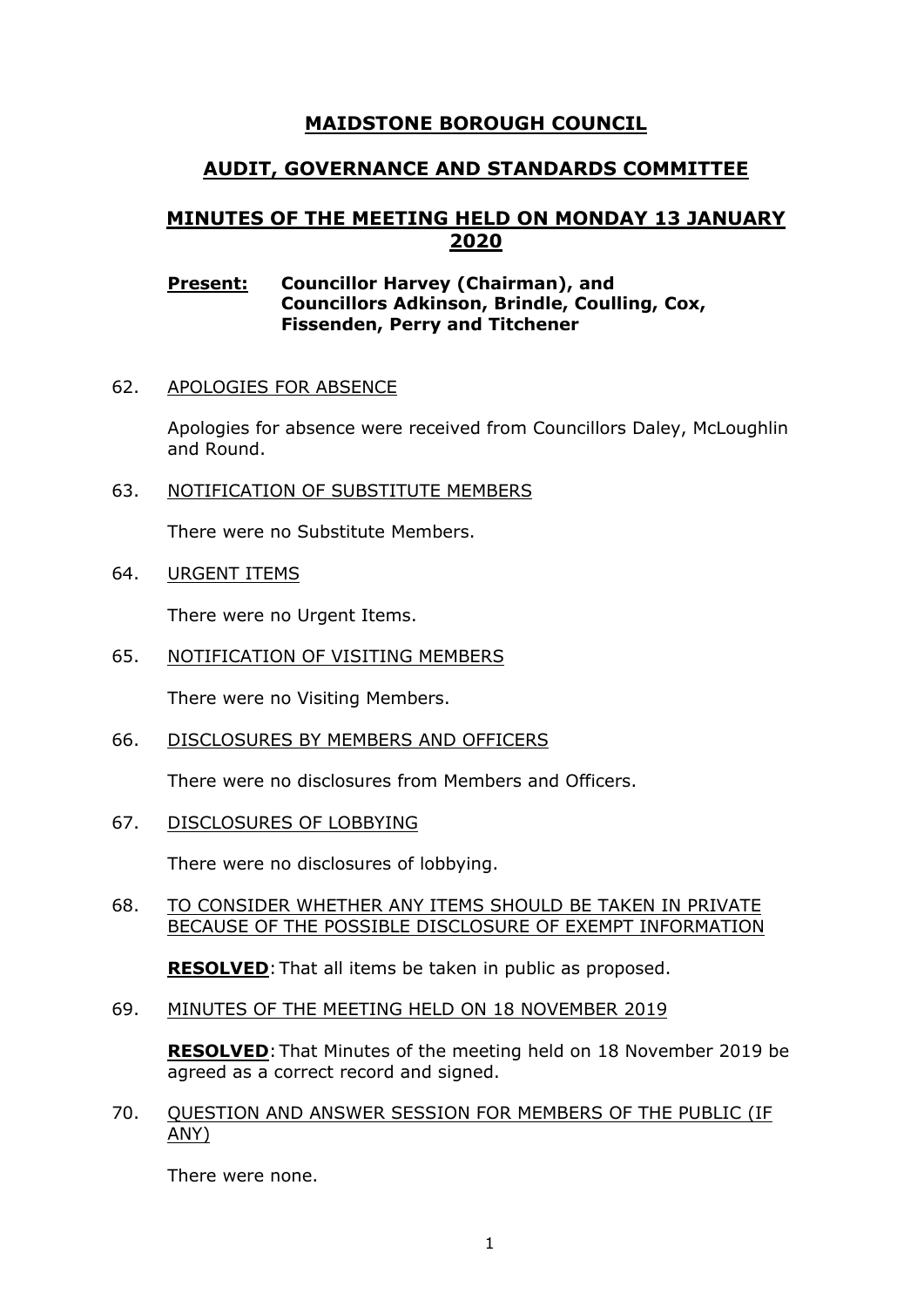# MAIDSTONE BOROUGH COUNCIL

## AUDIT, GOVERNANCE AND STANDARDS COMMITTEE

## MINUTES OF THE MEETING HELD ON MONDAY 13 JANUARY 2020

**Present:** **Councillor Harvey (Chairman), and Councillors Adkinson, Brindle, Coulling, Cox, Fissenden, Perry and Titchener**

62. APOLOGIES FOR ABSENCE

    Apologies for absence were received from Councillors Daley, McLoughlin and Round.

63. NOTIFICATION OF SUBSTITUTE MEMBERS

    There were no Substitute Members.

64. URGENT ITEMS

    There were no Urgent Items.

65. NOTIFICATION OF VISITING MEMBERS

    There were no Visiting Members.

66. DISCLOSURES BY MEMBERS AND OFFICERS

    There were no disclosures from Members and Officers.

67. DISCLOSURES OF LOBBYING

    There were no disclosures of lobbying.

68. TO CONSIDER WHETHER ANY ITEMS SHOULD BE TAKEN IN PRIVATE BECAUSE OF THE POSSIBLE DISCLOSURE OF EXEMPT INFORMATION

    **RESOLVED**: That all items be taken in public as proposed.

69. MINUTES OF THE MEETING HELD ON 18 NOVEMBER 2019

    **RESOLVED**: That Minutes of the meeting held on 18 November 2019 be agreed as a correct record and signed.

70. QUESTION AND ANSWER SESSION FOR MEMBERS OF THE PUBLIC (IF ANY)

    There were none.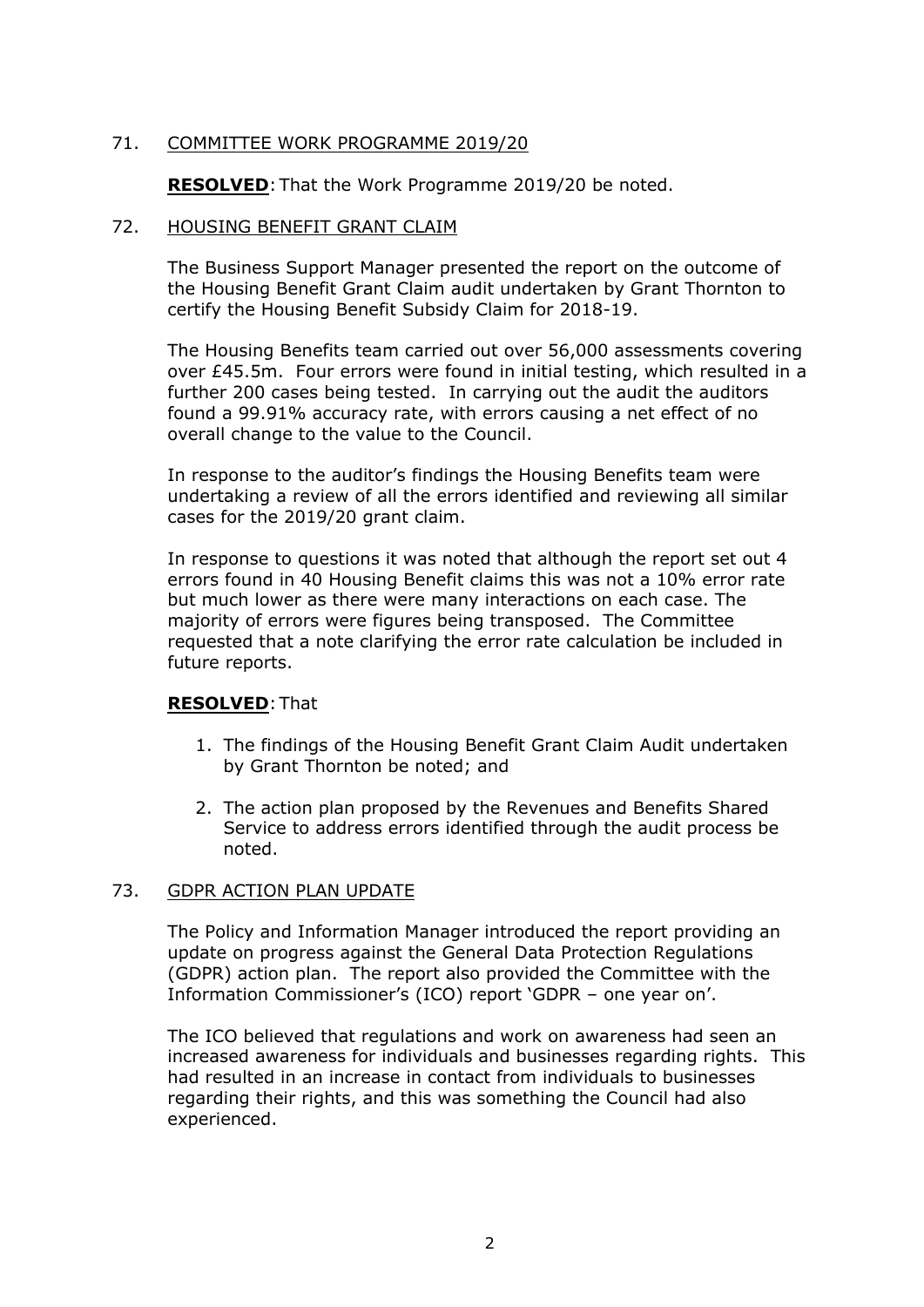## 71. <u>COMMITTEE WORK PROGRAMME 2019/20</u>

**<u>RESOLVED</u>**: That the Work Programme 2019/20 be noted.

## 72. <u>HOUSING BENEFIT GRANT CLAIM</u>

The Business Support Manager presented the report on the outcome of the Housing Benefit Grant Claim audit undertaken by Grant Thornton to certify the Housing Benefit Subsidy Claim for 2018-19.

The Housing Benefits team carried out over 56,000 assessments covering over £45.5m. Four errors were found in initial testing, which resulted in a further 200 cases being tested. In carrying out the audit the auditors found a 99.91% accuracy rate, with errors causing a net effect of no overall change to the value to the Council.

In response to the auditor's findings the Housing Benefits team were undertaking a review of all the errors identified and reviewing all similar cases for the 2019/20 grant claim.

In response to questions it was noted that although the report set out 4 errors found in 40 Housing Benefit claims this was not a 10% error rate but much lower as there were many interactions on each case. The majority of errors were figures being transposed. The Committee requested that a note clarifying the error rate calculation be included in future reports.

**<u>RESOLVED</u>**: That

1. The findings of the Housing Benefit Grant Claim Audit undertaken by Grant Thornton be noted; and
2. The action plan proposed by the Revenues and Benefits Shared Service to address errors identified through the audit process be noted.

## 73. <u>GDPR ACTION PLAN UPDATE</u>

The Policy and Information Manager introduced the report providing an update on progress against the General Data Protection Regulations (GDPR) action plan. The report also provided the Committee with the Information Commissioner's (ICO) report 'GDPR – one year on'.

The ICO believed that regulations and work on awareness had seen an increased awareness for individuals and businesses regarding rights. This had resulted in an increase in contact from individuals to businesses regarding their rights, and this was something the Council had also experienced.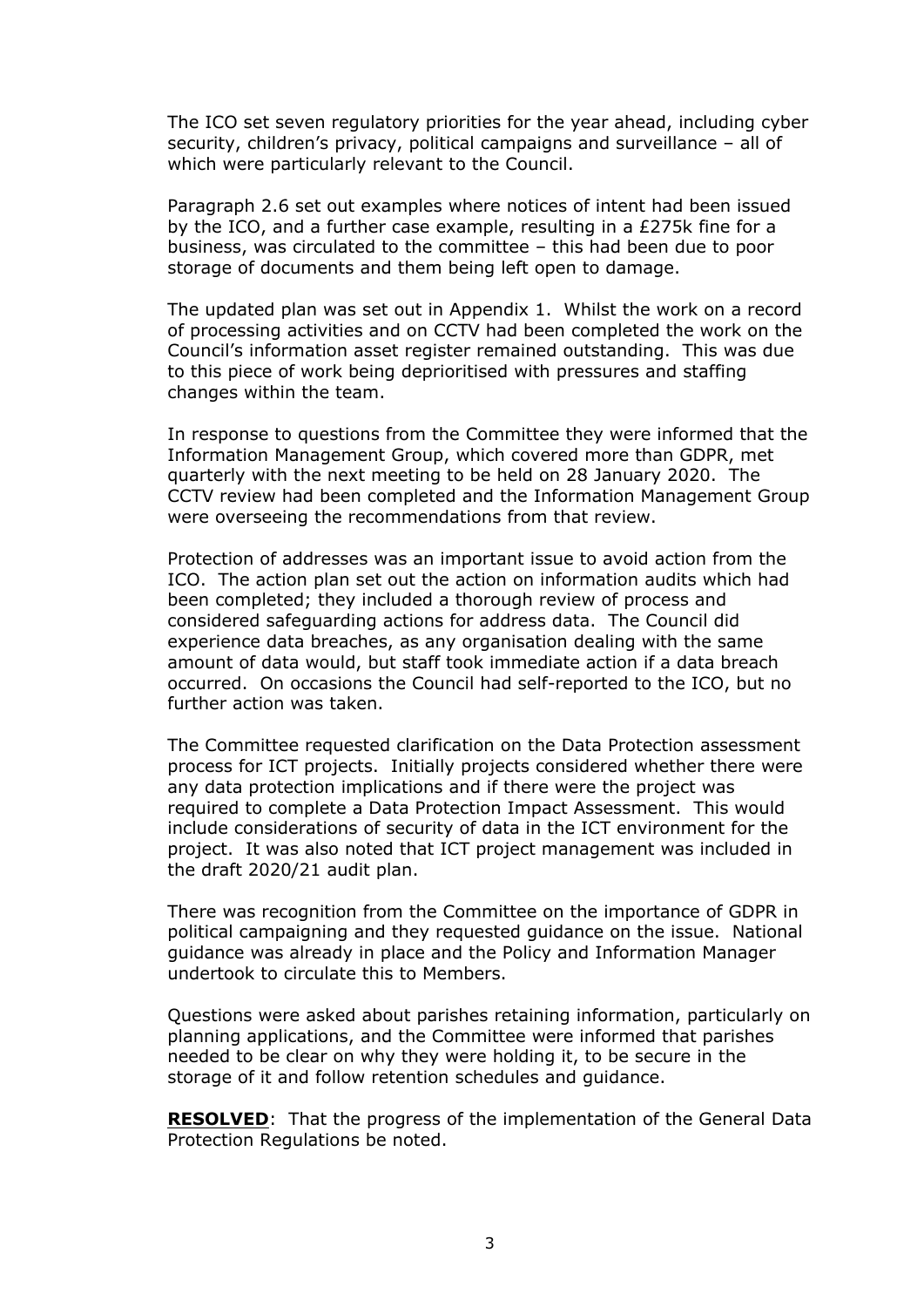The ICO set seven regulatory priorities for the year ahead, including cyber security, children's privacy, political campaigns and surveillance – all of which were particularly relevant to the Council.

Paragraph 2.6 set out examples where notices of intent had been issued by the ICO, and a further case example, resulting in a £275k fine for a business, was circulated to the committee – this had been due to poor storage of documents and them being left open to damage.

The updated plan was set out in Appendix 1. Whilst the work on a record of processing activities and on CCTV had been completed the work on the Council's information asset register remained outstanding. This was due to this piece of work being deprioritised with pressures and staffing changes within the team.

In response to questions from the Committee they were informed that the Information Management Group, which covered more than GDPR, met quarterly with the next meeting to be held on 28 January 2020. The CCTV review had been completed and the Information Management Group were overseeing the recommendations from that review.

Protection of addresses was an important issue to avoid action from the ICO. The action plan set out the action on information audits which had been completed; they included a thorough review of process and considered safeguarding actions for address data. The Council did experience data breaches, as any organisation dealing with the same amount of data would, but staff took immediate action if a data breach occurred. On occasions the Council had self-reported to the ICO, but no further action was taken.

The Committee requested clarification on the Data Protection assessment process for ICT projects. Initially projects considered whether there were any data protection implications and if there were the project was required to complete a Data Protection Impact Assessment. This would include considerations of security of data in the ICT environment for the project. It was also noted that ICT project management was included in the draft 2020/21 audit plan.

There was recognition from the Committee on the importance of GDPR in political campaigning and they requested guidance on the issue. National guidance was already in place and the Policy and Information Manager undertook to circulate this to Members.

Questions were asked about parishes retaining information, particularly on planning applications, and the Committee were informed that parishes needed to be clear on why they were holding it, to be secure in the storage of it and follow retention schedules and guidance.

**RESOLVED**: That the progress of the implementation of the General Data Protection Regulations be noted.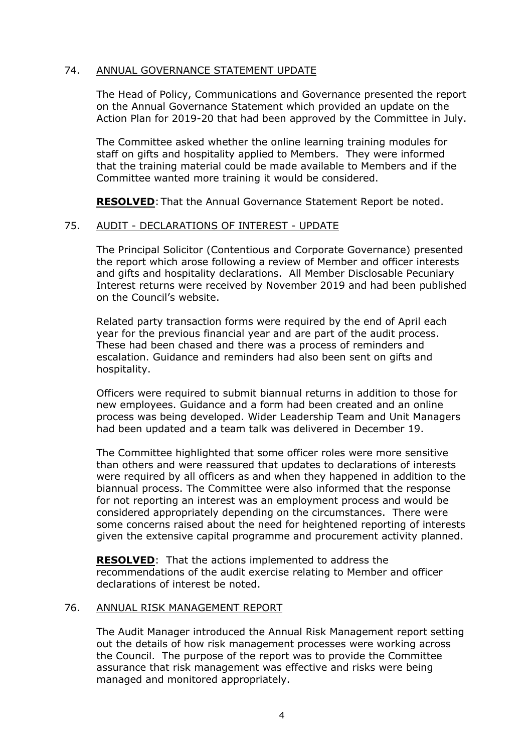## 74. ANNUAL GOVERNANCE STATEMENT UPDATE

The Head of Policy, Communications and Governance presented the report on the Annual Governance Statement which provided an update on the Action Plan for 2019-20 that had been approved by the Committee in July.

The Committee asked whether the online learning training modules for staff on gifts and hospitality applied to Members. They were informed that the training material could be made available to Members and if the Committee wanted more training it would be considered.

**RESOLVED**: That the Annual Governance Statement Report be noted.

## 75. AUDIT - DECLARATIONS OF INTEREST - UPDATE

The Principal Solicitor (Contentious and Corporate Governance) presented the report which arose following a review of Member and officer interests and gifts and hospitality declarations. All Member Disclosable Pecuniary Interest returns were received by November 2019 and had been published on the Council's website.

Related party transaction forms were required by the end of April each year for the previous financial year and are part of the audit process. These had been chased and there was a process of reminders and escalation. Guidance and reminders had also been sent on gifts and hospitality.

Officers were required to submit biannual returns in addition to those for new employees. Guidance and a form had been created and an online process was being developed. Wider Leadership Team and Unit Managers had been updated and a team talk was delivered in December 19.

The Committee highlighted that some officer roles were more sensitive than others and were reassured that updates to declarations of interests were required by all officers as and when they happened in addition to the biannual process. The Committee were also informed that the response for not reporting an interest was an employment process and would be considered appropriately depending on the circumstances. There were some concerns raised about the need for heightened reporting of interests given the extensive capital programme and procurement activity planned.

**RESOLVED**: That the actions implemented to address the recommendations of the audit exercise relating to Member and officer declarations of interest be noted.

## 76. ANNUAL RISK MANAGEMENT REPORT

The Audit Manager introduced the Annual Risk Management report setting out the details of how risk management processes were working across the Council. The purpose of the report was to provide the Committee assurance that risk management was effective and risks were being managed and monitored appropriately.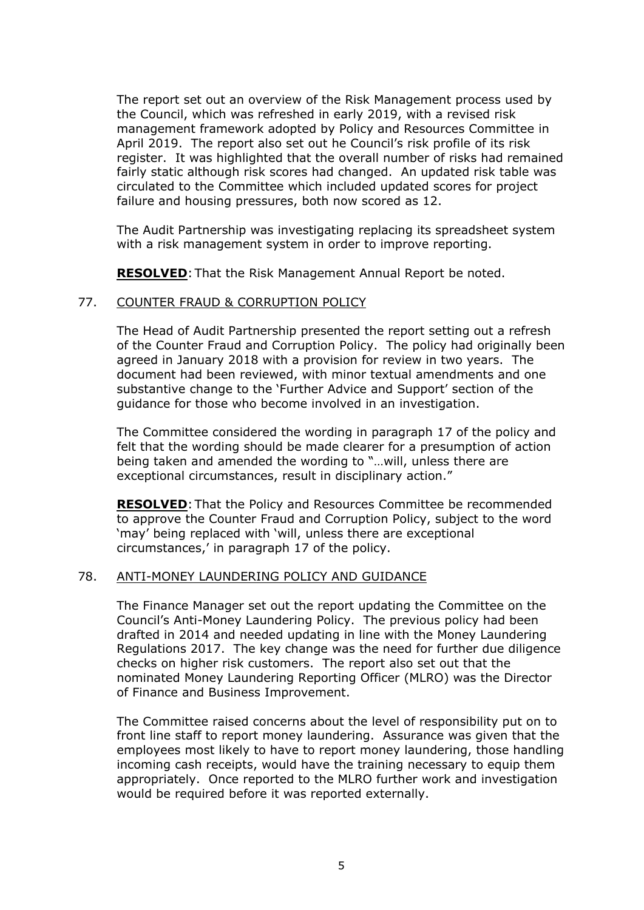The report set out an overview of the Risk Management process used by the Council, which was refreshed in early 2019, with a revised risk management framework adopted by Policy and Resources Committee in April 2019. The report also set out he Council's risk profile of its risk register. It was highlighted that the overall number of risks had remained fairly static although risk scores had changed. An updated risk table was circulated to the Committee which included updated scores for project failure and housing pressures, both now scored as 12.

The Audit Partnership was investigating replacing its spreadsheet system with a risk management system in order to improve reporting.

**RESOLVED**: That the Risk Management Annual Report be noted.

77. COUNTER FRAUD & CORRUPTION POLICY

The Head of Audit Partnership presented the report setting out a refresh of the Counter Fraud and Corruption Policy. The policy had originally been agreed in January 2018 with a provision for review in two years. The document had been reviewed, with minor textual amendments and one substantive change to the 'Further Advice and Support' section of the guidance for those who become involved in an investigation.

The Committee considered the wording in paragraph 17 of the policy and felt that the wording should be made clearer for a presumption of action being taken and amended the wording to "…will, unless there are exceptional circumstances, result in disciplinary action."

**RESOLVED**: That the Policy and Resources Committee be recommended to approve the Counter Fraud and Corruption Policy, subject to the word 'may' being replaced with 'will, unless there are exceptional circumstances,' in paragraph 17 of the policy.

78. ANTI-MONEY LAUNDERING POLICY AND GUIDANCE

The Finance Manager set out the report updating the Committee on the Council's Anti-Money Laundering Policy. The previous policy had been drafted in 2014 and needed updating in line with the Money Laundering Regulations 2017. The key change was the need for further due diligence checks on higher risk customers. The report also set out that the nominated Money Laundering Reporting Officer (MLRO) was the Director of Finance and Business Improvement.

The Committee raised concerns about the level of responsibility put on to front line staff to report money laundering. Assurance was given that the employees most likely to have to report money laundering, those handling incoming cash receipts, would have the training necessary to equip them appropriately. Once reported to the MLRO further work and investigation would be required before it was reported externally.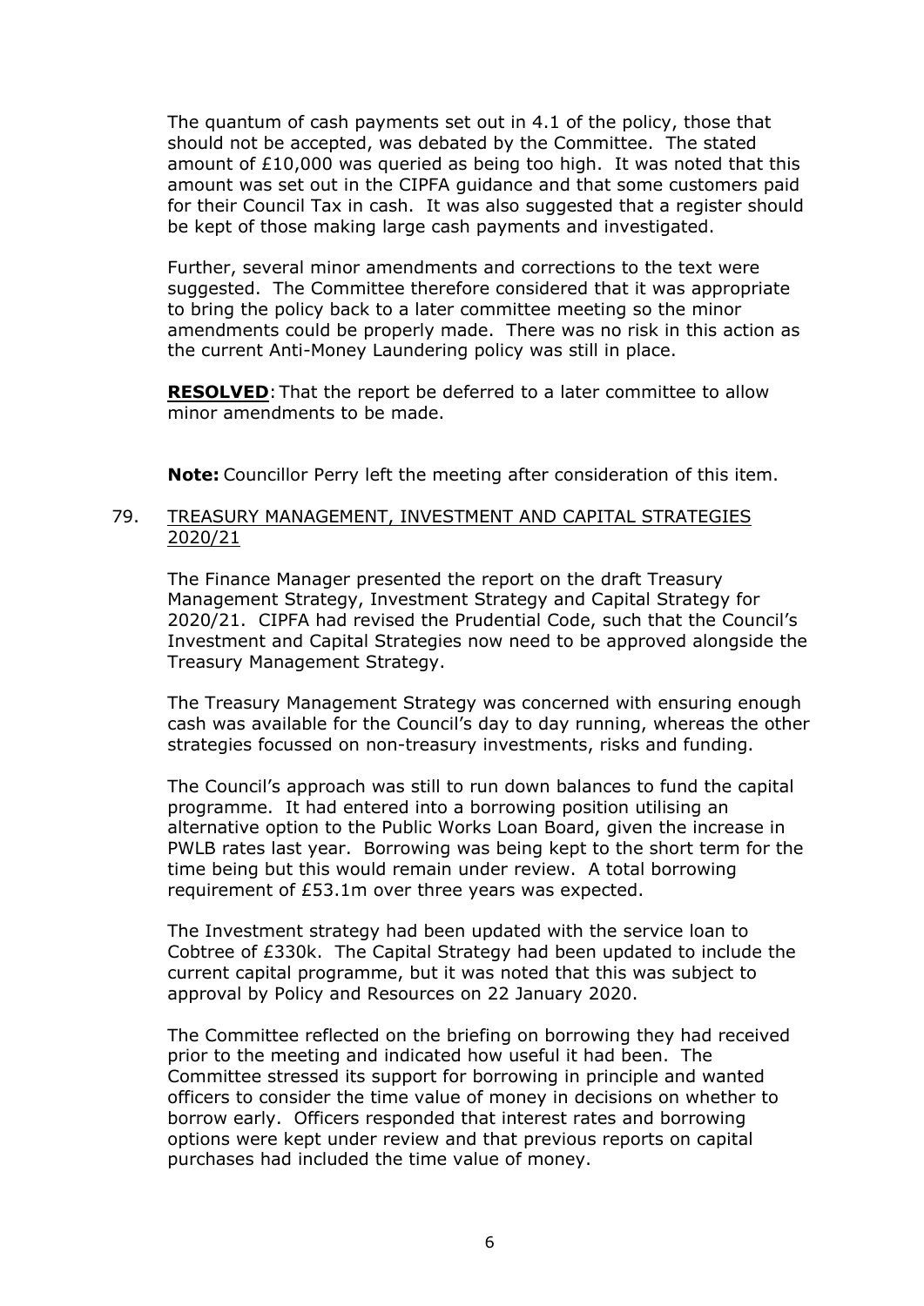The quantum of cash payments set out in 4.1 of the policy, those that should not be accepted, was debated by the Committee. The stated amount of £10,000 was queried as being too high. It was noted that this amount was set out in the CIPFA guidance and that some customers paid for their Council Tax in cash. It was also suggested that a register should be kept of those making large cash payments and investigated.

Further, several minor amendments and corrections to the text were suggested. The Committee therefore considered that it was appropriate to bring the policy back to a later committee meeting so the minor amendments could be properly made. There was no risk in this action as the current Anti-Money Laundering policy was still in place.

**RESOLVED**: That the report be deferred to a later committee to allow minor amendments to be made.

**Note:** Councillor Perry left the meeting after consideration of this item.

79. TREASURY MANAGEMENT, INVESTMENT AND CAPITAL STRATEGIES 2020/21

The Finance Manager presented the report on the draft Treasury Management Strategy, Investment Strategy and Capital Strategy for 2020/21. CIPFA had revised the Prudential Code, such that the Council's Investment and Capital Strategies now need to be approved alongside the Treasury Management Strategy.

The Treasury Management Strategy was concerned with ensuring enough cash was available for the Council's day to day running, whereas the other strategies focussed on non-treasury investments, risks and funding.

The Council's approach was still to run down balances to fund the capital programme. It had entered into a borrowing position utilising an alternative option to the Public Works Loan Board, given the increase in PWLB rates last year. Borrowing was being kept to the short term for the time being but this would remain under review. A total borrowing requirement of £53.1m over three years was expected.

The Investment strategy had been updated with the service loan to Cobtree of £330k. The Capital Strategy had been updated to include the current capital programme, but it was noted that this was subject to approval by Policy and Resources on 22 January 2020.

The Committee reflected on the briefing on borrowing they had received prior to the meeting and indicated how useful it had been. The Committee stressed its support for borrowing in principle and wanted officers to consider the time value of money in decisions on whether to borrow early. Officers responded that interest rates and borrowing options were kept under review and that previous reports on capital purchases had included the time value of money.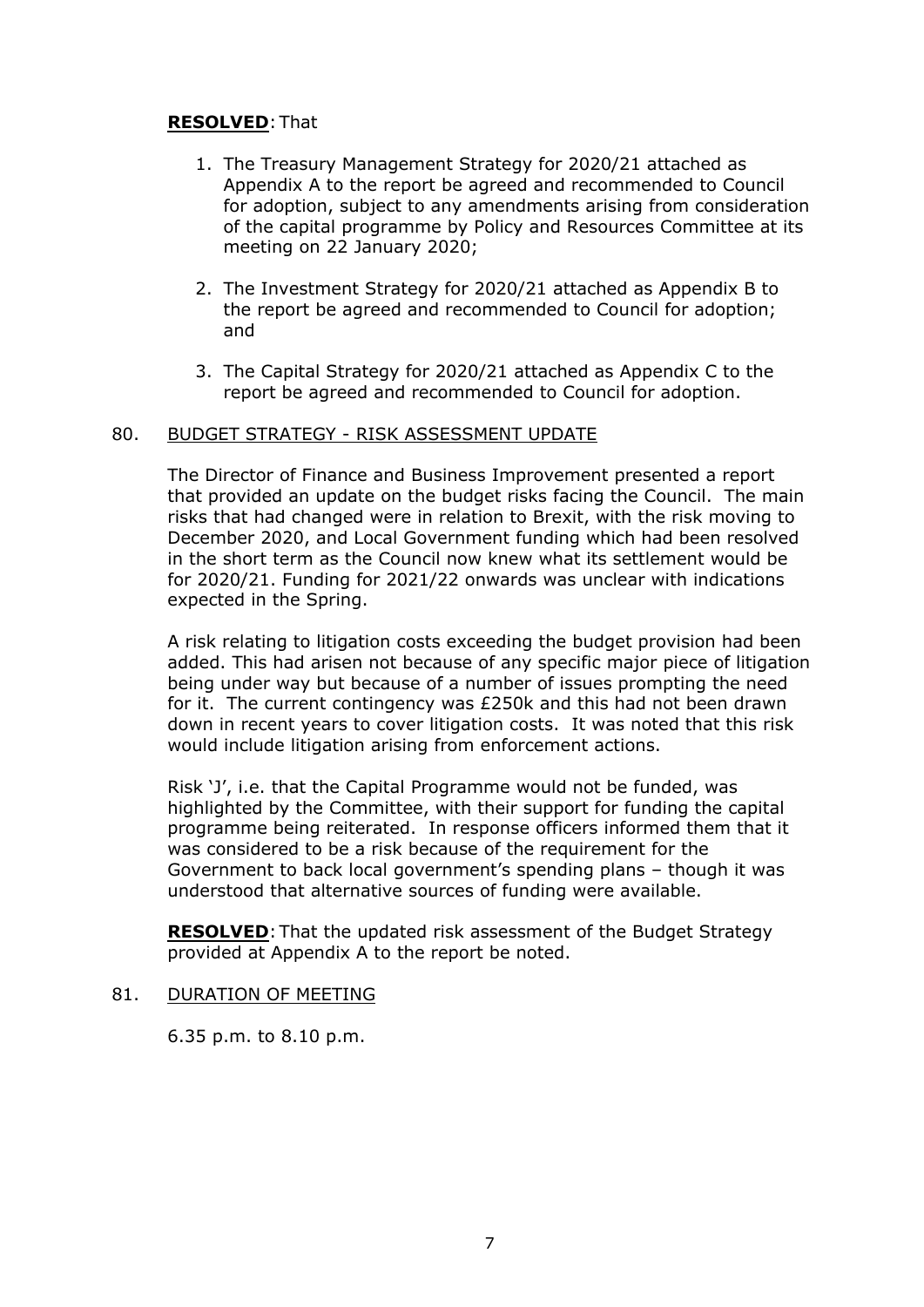**RESOLVED**: That

1. The Treasury Management Strategy for 2020/21 attached as Appendix A to the report be agreed and recommended to Council for adoption, subject to any amendments arising from consideration of the capital programme by Policy and Resources Committee at its meeting on 22 January 2020;

2. The Investment Strategy for 2020/21 attached as Appendix B to the report be agreed and recommended to Council for adoption; and

3. The Capital Strategy for 2020/21 attached as Appendix C to the report be agreed and recommended to Council for adoption.

80. BUDGET STRATEGY - RISK ASSESSMENT UPDATE

The Director of Finance and Business Improvement presented a report that provided an update on the budget risks facing the Council. The main risks that had changed were in relation to Brexit, with the risk moving to December 2020, and Local Government funding which had been resolved in the short term as the Council now knew what its settlement would be for 2020/21. Funding for 2021/22 onwards was unclear with indications expected in the Spring.

A risk relating to litigation costs exceeding the budget provision had been added. This had arisen not because of any specific major piece of litigation being under way but because of a number of issues prompting the need for it. The current contingency was £250k and this had not been drawn down in recent years to cover litigation costs. It was noted that this risk would include litigation arising from enforcement actions.

Risk 'J', i.e. that the Capital Programme would not be funded, was highlighted by the Committee, with their support for funding the capital programme being reiterated. In response officers informed them that it was considered to be a risk because of the requirement for the Government to back local government's spending plans – though it was understood that alternative sources of funding were available.

**RESOLVED**: That the updated risk assessment of the Budget Strategy provided at Appendix A to the report be noted.

81. DURATION OF MEETING

6.35 p.m. to 8.10 p.m.